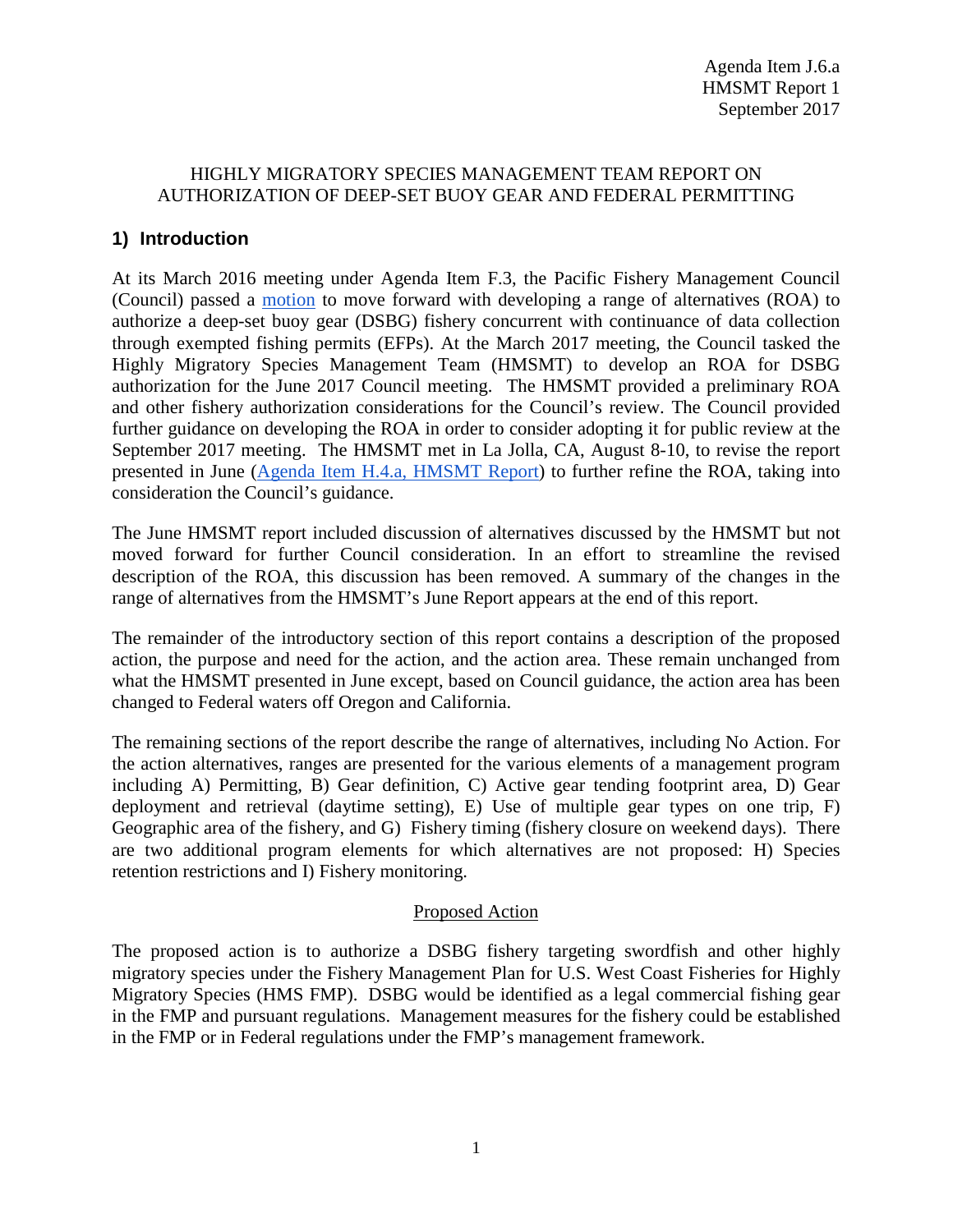Agenda Item J.6.a
HMSMT Report 1
September 2017

HIGHLY MIGRATORY SPECIES MANAGEMENT TEAM REPORT ON AUTHORIZATION OF DEEP-SET BUOY GEAR AND FEDERAL PERMITTING

## 1) Introduction

At its March 2016 meeting under Agenda Item F.3, the Pacific Fishery Management Council (Council) passed a motion to move forward with developing a range of alternatives (ROA) to authorize a deep-set buoy gear (DSBG) fishery concurrent with continuance of data collection through exempted fishing permits (EFPs). At the March 2017 meeting, the Council tasked the Highly Migratory Species Management Team (HMSMT) to develop an ROA for DSBG authorization for the June 2017 Council meeting. The HMSMT provided a preliminary ROA and other fishery authorization considerations for the Council's review. The Council provided further guidance on developing the ROA in order to consider adopting it for public review at the September 2017 meeting. The HMSMT met in La Jolla, CA, August 8-10, to revise the report presented in June (Agenda Item H.4.a, HMSMT Report) to further refine the ROA, taking into consideration the Council's guidance.

The June HMSMT report included discussion of alternatives discussed by the HMSMT but not moved forward for further Council consideration. In an effort to streamline the revised description of the ROA, this discussion has been removed. A summary of the changes in the range of alternatives from the HMSMT's June Report appears at the end of this report.

The remainder of the introductory section of this report contains a description of the proposed action, the purpose and need for the action, and the action area. These remain unchanged from what the HMSMT presented in June except, based on Council guidance, the action area has been changed to Federal waters off Oregon and California.

The remaining sections of the report describe the range of alternatives, including No Action. For the action alternatives, ranges are presented for the various elements of a management program including A) Permitting, B) Gear definition, C) Active gear tending footprint area, D) Gear deployment and retrieval (daytime setting), E) Use of multiple gear types on one trip, F) Geographic area of the fishery, and G) Fishery timing (fishery closure on weekend days). There are two additional program elements for which alternatives are not proposed: H) Species retention restrictions and I) Fishery monitoring.

### Proposed Action

The proposed action is to authorize a DSBG fishery targeting swordfish and other highly migratory species under the Fishery Management Plan for U.S. West Coast Fisheries for Highly Migratory Species (HMS FMP). DSBG would be identified as a legal commercial fishing gear in the FMP and pursuant regulations. Management measures for the fishery could be established in the FMP or in Federal regulations under the FMP's management framework.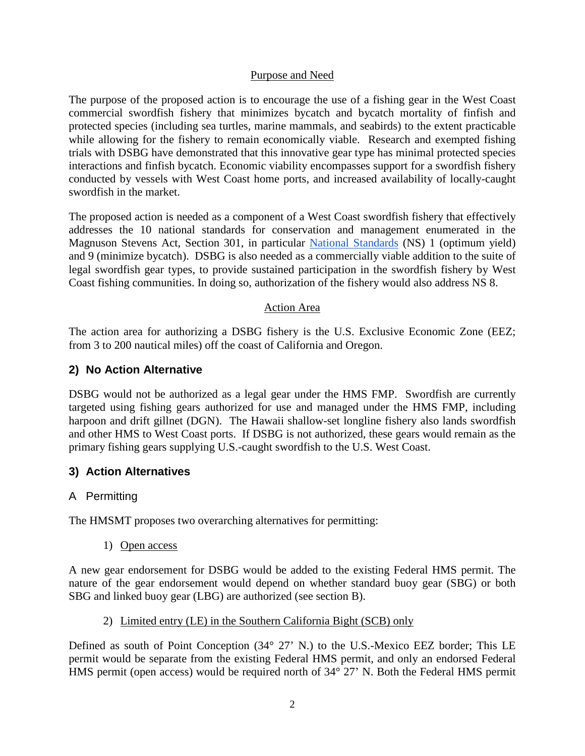Purpose and Need

The purpose of the proposed action is to encourage the use of a fishing gear in the West Coast commercial swordfish fishery that minimizes bycatch and bycatch mortality of finfish and protected species (including sea turtles, marine mammals, and seabirds) to the extent practicable while allowing for the fishery to remain economically viable. Research and exempted fishing trials with DSBG have demonstrated that this innovative gear type has minimal protected species interactions and finfish bycatch. Economic viability encompasses support for a swordfish fishery conducted by vessels with West Coast home ports, and increased availability of locally-caught swordfish in the market.

The proposed action is needed as a component of a West Coast swordfish fishery that effectively addresses the 10 national standards for conservation and management enumerated in the Magnuson Stevens Act, Section 301, in particular National Standards (NS) 1 (optimum yield) and 9 (minimize bycatch). DSBG is also needed as a commercially viable addition to the suite of legal swordfish gear types, to provide sustained participation in the swordfish fishery by West Coast fishing communities. In doing so, authorization of the fishery would also address NS 8.

Action Area

The action area for authorizing a DSBG fishery is the U.S. Exclusive Economic Zone (EEZ; from 3 to 200 nautical miles) off the coast of California and Oregon.

## 2) No Action Alternative

DSBG would not be authorized as a legal gear under the HMS FMP. Swordfish are currently targeted using fishing gears authorized for use and managed under the HMS FMP, including harpoon and drift gillnet (DGN). The Hawaii shallow-set longline fishery also lands swordfish and other HMS to West Coast ports. If DSBG is not authorized, these gears would remain as the primary fishing gears supplying U.S.-caught swordfish to the U.S. West Coast.

## 3) Action Alternatives

### A Permitting

The HMSMT proposes two overarching alternatives for permitting:

1) Open access

A new gear endorsement for DSBG would be added to the existing Federal HMS permit. The nature of the gear endorsement would depend on whether standard buoy gear (SBG) or both SBG and linked buoy gear (LBG) are authorized (see section B).

2) Limited entry (LE) in the Southern California Bight (SCB) only

Defined as south of Point Conception (34° 27’ N.) to the U.S.-Mexico EEZ border; This LE permit would be separate from the existing Federal HMS permit, and only an endorsed Federal HMS permit (open access) would be required north of 34° 27’ N. Both the Federal HMS permit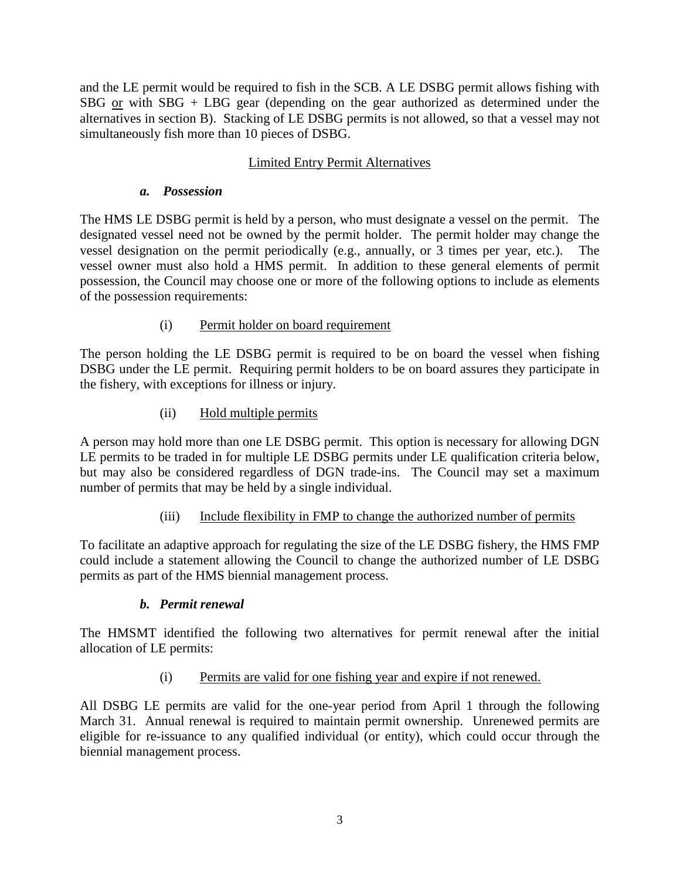and the LE permit would be required to fish in the SCB. A LE DSBG permit allows fishing with SBG <u>or</u> with SBG + LBG gear (depending on the gear authorized as determined under the alternatives in section B). Stacking of LE DSBG permits is not allowed, so that a vessel may not simultaneously fish more than 10 pieces of DSBG.

<u>Limited Entry Permit Alternatives</u>

***a. Possession***

The HMS LE DSBG permit is held by a person, who must designate a vessel on the permit. The designated vessel need not be owned by the permit holder. The permit holder may change the vessel designation on the permit periodically (e.g., annually, or 3 times per year, etc.). The vessel owner must also hold a HMS permit. In addition to these general elements of permit possession, the Council may choose one or more of the following options to include as elements of the possession requirements:

(i) <u>Permit holder on board requirement</u>

The person holding the LE DSBG permit is required to be on board the vessel when fishing DSBG under the LE permit. Requiring permit holders to be on board assures they participate in the fishery, with exceptions for illness or injury.

(ii) <u>Hold multiple permits</u>

A person may hold more than one LE DSBG permit. This option is necessary for allowing DGN LE permits to be traded in for multiple LE DSBG permits under LE qualification criteria below, but may also be considered regardless of DGN trade-ins. The Council may set a maximum number of permits that may be held by a single individual.

(iii) <u>Include flexibility in FMP to change the authorized number of permits</u>

To facilitate an adaptive approach for regulating the size of the LE DSBG fishery, the HMS FMP could include a statement allowing the Council to change the authorized number of LE DSBG permits as part of the HMS biennial management process.

***b. Permit renewal***

The HMSMT identified the following two alternatives for permit renewal after the initial allocation of LE permits:

(i) <u>Permits are valid for one fishing year and expire if not renewed.</u>

All DSBG LE permits are valid for the one-year period from April 1 through the following March 31. Annual renewal is required to maintain permit ownership. Unrenewed permits are eligible for re-issuance to any qualified individual (or entity), which could occur through the biennial management process.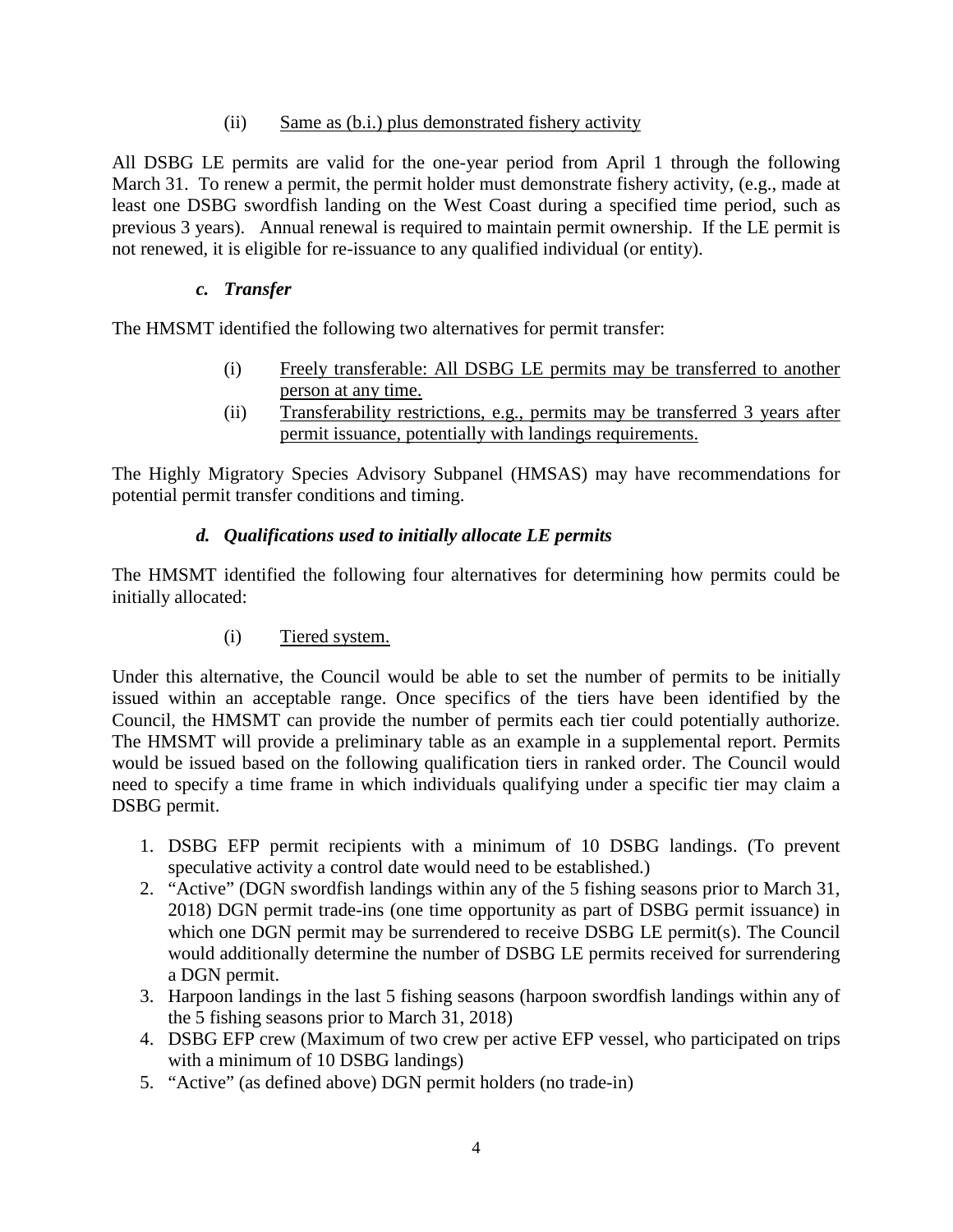(ii) Same as (b.i.) plus demonstrated fishery activity

All DSBG LE permits are valid for the one-year period from April 1 through the following March 31. To renew a permit, the permit holder must demonstrate fishery activity, (e.g., made at least one DSBG swordfish landing on the West Coast during a specified time period, such as previous 3 years). Annual renewal is required to maintain permit ownership. If the LE permit is not renewed, it is eligible for re-issuance to any qualified individual (or entity).

### *c. Transfer*

The HMSMT identified the following two alternatives for permit transfer:

(i) Freely transferable: All DSBG LE permits may be transferred to another person at any time.

(ii) Transferability restrictions, e.g., permits may be transferred 3 years after permit issuance, potentially with landings requirements.

The Highly Migratory Species Advisory Subpanel (HMSAS) may have recommendations for potential permit transfer conditions and timing.

### *d. Qualifications used to initially allocate LE permits*

The HMSMT identified the following four alternatives for determining how permits could be initially allocated:

(i) Tiered system.

Under this alternative, the Council would be able to set the number of permits to be initially issued within an acceptable range. Once specifics of the tiers have been identified by the Council, the HMSMT can provide the number of permits each tier could potentially authorize. The HMSMT will provide a preliminary table as an example in a supplemental report. Permits would be issued based on the following qualification tiers in ranked order. The Council would need to specify a time frame in which individuals qualifying under a specific tier may claim a DSBG permit.

1. DSBG EFP permit recipients with a minimum of 10 DSBG landings. (To prevent speculative activity a control date would need to be established.)
2. "Active" (DGN swordfish landings within any of the 5 fishing seasons prior to March 31, 2018) DGN permit trade-ins (one time opportunity as part of DSBG permit issuance) in which one DGN permit may be surrendered to receive DSBG LE permit(s). The Council would additionally determine the number of DSBG LE permits received for surrendering a DGN permit.
3. Harpoon landings in the last 5 fishing seasons (harpoon swordfish landings within any of the 5 fishing seasons prior to March 31, 2018)
4. DSBG EFP crew (Maximum of two crew per active EFP vessel, who participated on trips with a minimum of 10 DSBG landings)
5. "Active" (as defined above) DGN permit holders (no trade-in)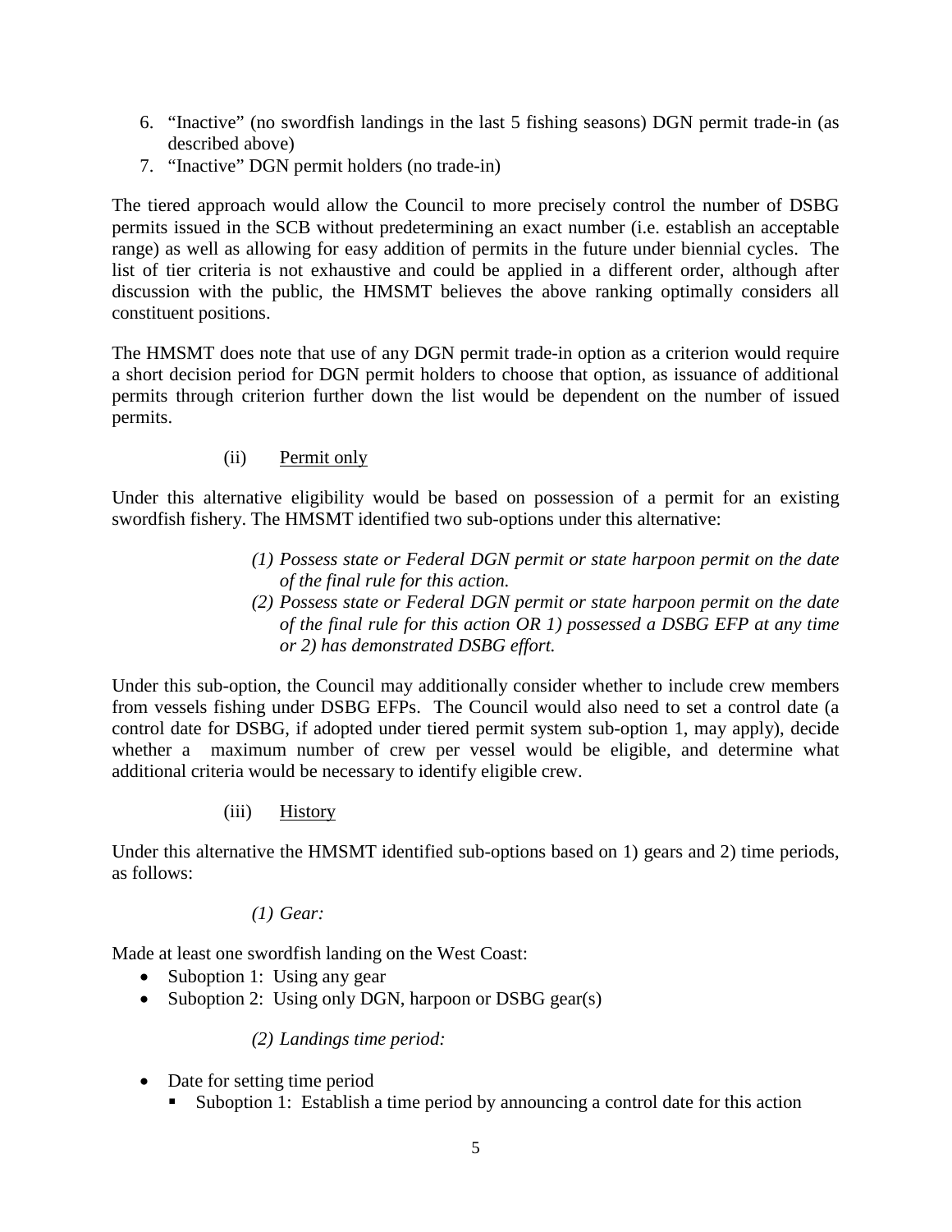6. "Inactive" (no swordfish landings in the last 5 fishing seasons) DGN permit trade-in (as described above)
7. "Inactive" DGN permit holders (no trade-in)

The tiered approach would allow the Council to more precisely control the number of DSBG permits issued in the SCB without predetermining an exact number (i.e. establish an acceptable range) as well as allowing for easy addition of permits in the future under biennial cycles. The list of tier criteria is not exhaustive and could be applied in a different order, although after discussion with the public, the HMSMT believes the above ranking optimally considers all constituent positions.

The HMSMT does note that use of any DGN permit trade-in option as a criterion would require a short decision period for DGN permit holders to choose that option, as issuance of additional permits through criterion further down the list would be dependent on the number of issued permits.

(ii) Permit only

Under this alternative eligibility would be based on possession of a permit for an existing swordfish fishery. The HMSMT identified two sub-options under this alternative:

*(1) Possess state or Federal DGN permit or state harpoon permit on the date of the final rule for this action.*

*(2) Possess state or Federal DGN permit or state harpoon permit on the date of the final rule for this action OR 1) possessed a DSBG EFP at any time or 2) has demonstrated DSBG effort.*

Under this sub-option, the Council may additionally consider whether to include crew members from vessels fishing under DSBG EFPs. The Council would also need to set a control date (a control date for DSBG, if adopted under tiered permit system sub-option 1, may apply), decide whether a maximum number of crew per vessel would be eligible, and determine what additional criteria would be necessary to identify eligible crew.

(iii) History

Under this alternative the HMSMT identified sub-options based on 1) gears and 2) time periods, as follows:

*(1) Gear:*

Made at least one swordfish landing on the West Coast:

- Suboption 1: Using any gear
- Suboption 2: Using only DGN, harpoon or DSBG gear(s)

*(2) Landings time period:*

- Date for setting time period
  - Suboption 1: Establish a time period by announcing a control date for this action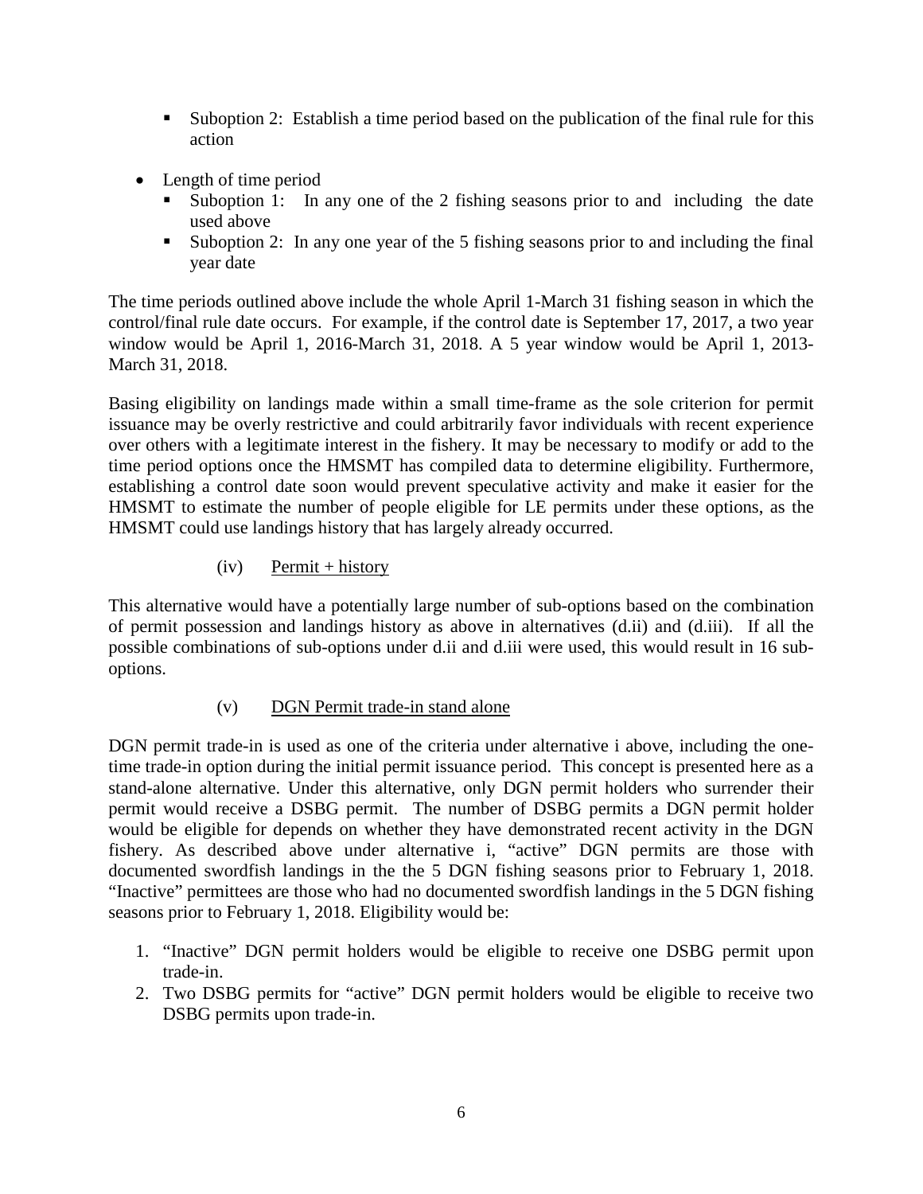- Suboption 2: Establish a time period based on the publication of the final rule for this action

- Length of time period
  - Suboption 1: In any one of the 2 fishing seasons prior to and including the date used above
  - Suboption 2: In any one year of the 5 fishing seasons prior to and including the final year date

The time periods outlined above include the whole April 1-March 31 fishing season in which the control/final rule date occurs. For example, if the control date is September 17, 2017, a two year window would be April 1, 2016-March 31, 2018. A 5 year window would be April 1, 2013-March 31, 2018.

Basing eligibility on landings made within a small time-frame as the sole criterion for permit issuance may be overly restrictive and could arbitrarily favor individuals with recent experience over others with a legitimate interest in the fishery. It may be necessary to modify or add to the time period options once the HMSMT has compiled data to determine eligibility. Furthermore, establishing a control date soon would prevent speculative activity and make it easier for the HMSMT to estimate the number of people eligible for LE permits under these options, as the HMSMT could use landings history that has largely already occurred.

(iv) Permit + history

This alternative would have a potentially large number of sub-options based on the combination of permit possession and landings history as above in alternatives (d.ii) and (d.iii). If all the possible combinations of sub-options under d.ii and d.iii were used, this would result in 16 sub-options.

(v) DGN Permit trade-in stand alone

DGN permit trade-in is used as one of the criteria under alternative i above, including the one-time trade-in option during the initial permit issuance period. This concept is presented here as a stand-alone alternative. Under this alternative, only DGN permit holders who surrender their permit would receive a DSBG permit. The number of DSBG permits a DGN permit holder would be eligible for depends on whether they have demonstrated recent activity in the DGN fishery. As described above under alternative i, "active" DGN permits are those with documented swordfish landings in the the 5 DGN fishing seasons prior to February 1, 2018. "Inactive" permittees are those who had no documented swordfish landings in the 5 DGN fishing seasons prior to February 1, 2018. Eligibility would be:

1. "Inactive" DGN permit holders would be eligible to receive one DSBG permit upon trade-in.
2. Two DSBG permits for "active" DGN permit holders would be eligible to receive two DSBG permits upon trade-in.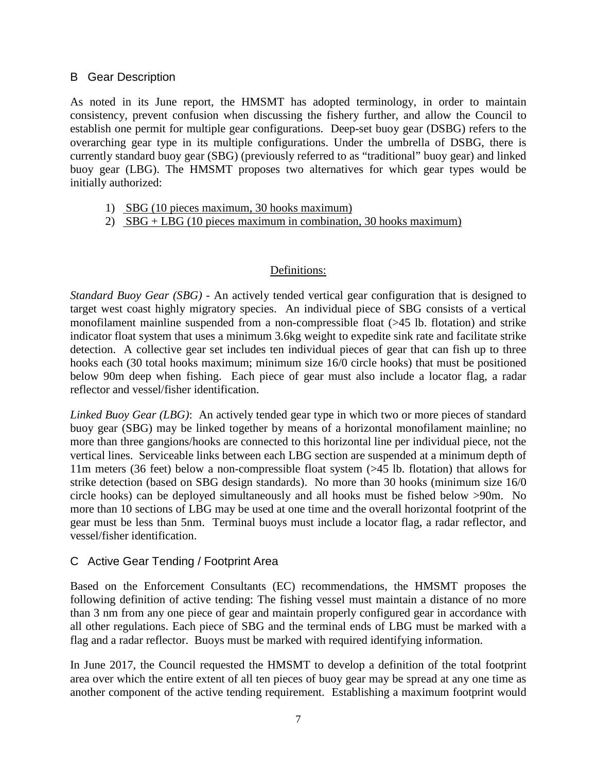## B Gear Description

As noted in its June report, the HMSMT has adopted terminology, in order to maintain consistency, prevent confusion when discussing the fishery further, and allow the Council to establish one permit for multiple gear configurations. Deep-set buoy gear (DSBG) refers to the overarching gear type in its multiple configurations. Under the umbrella of DSBG, there is currently standard buoy gear (SBG) (previously referred to as "traditional" buoy gear) and linked buoy gear (LBG). The HMSMT proposes two alternatives for which gear types would be initially authorized:

1) <u>SBG (10 pieces maximum, 30 hooks maximum)</u>
2) <u>SBG + LBG (10 pieces maximum in combination, 30 hooks maximum)</u>

<u>Definitions:</u>

*Standard Buoy Gear (SBG)* - An actively tended vertical gear configuration that is designed to target west coast highly migratory species. An individual piece of SBG consists of a vertical monofilament mainline suspended from a non-compressible float (>45 lb. flotation) and strike indicator float system that uses a minimum 3.6kg weight to expedite sink rate and facilitate strike detection. A collective gear set includes ten individual pieces of gear that can fish up to three hooks each (30 total hooks maximum; minimum size 16/0 circle hooks) that must be positioned below 90m deep when fishing. Each piece of gear must also include a locator flag, a radar reflector and vessel/fisher identification.

*Linked Buoy Gear (LBG)*: An actively tended gear type in which two or more pieces of standard buoy gear (SBG) may be linked together by means of a horizontal monofilament mainline; no more than three gangions/hooks are connected to this horizontal line per individual piece, not the vertical lines. Serviceable links between each LBG section are suspended at a minimum depth of 11m meters (36 feet) below a non-compressible float system (>45 lb. flotation) that allows for strike detection (based on SBG design standards). No more than 30 hooks (minimum size 16/0 circle hooks) can be deployed simultaneously and all hooks must be fished below >90m. No more than 10 sections of LBG may be used at one time and the overall horizontal footprint of the gear must be less than 5nm. Terminal buoys must include a locator flag, a radar reflector, and vessel/fisher identification.

## C Active Gear Tending / Footprint Area

Based on the Enforcement Consultants (EC) recommendations, the HMSMT proposes the following definition of active tending: The fishing vessel must maintain a distance of no more than 3 nm from any one piece of gear and maintain properly configured gear in accordance with all other regulations. Each piece of SBG and the terminal ends of LBG must be marked with a flag and a radar reflector. Buoys must be marked with required identifying information.

In June 2017, the Council requested the HMSMT to develop a definition of the total footprint area over which the entire extent of all ten pieces of buoy gear may be spread at any one time as another component of the active tending requirement. Establishing a maximum footprint would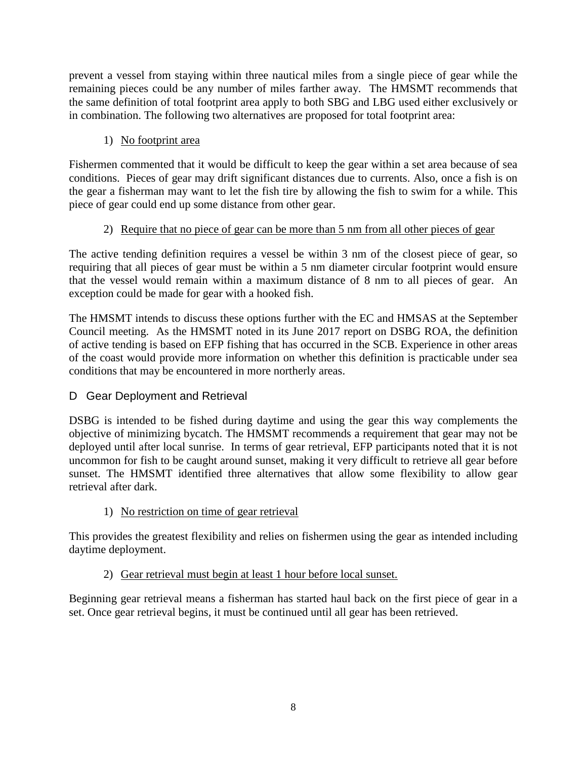prevent a vessel from staying within three nautical miles from a single piece of gear while the remaining pieces could be any number of miles farther away. The HMSMT recommends that the same definition of total footprint area apply to both SBG and LBG used either exclusively or in combination. The following two alternatives are proposed for total footprint area:

1) No footprint area

Fishermen commented that it would be difficult to keep the gear within a set area because of sea conditions. Pieces of gear may drift significant distances due to currents. Also, once a fish is on the gear a fisherman may want to let the fish tire by allowing the fish to swim for a while. This piece of gear could end up some distance from other gear.

2) Require that no piece of gear can be more than 5 nm from all other pieces of gear

The active tending definition requires a vessel be within 3 nm of the closest piece of gear, so requiring that all pieces of gear must be within a 5 nm diameter circular footprint would ensure that the vessel would remain within a maximum distance of 8 nm to all pieces of gear. An exception could be made for gear with a hooked fish.

The HMSMT intends to discuss these options further with the EC and HMSAS at the September Council meeting. As the HMSMT noted in its June 2017 report on DSBG ROA, the definition of active tending is based on EFP fishing that has occurred in the SCB. Experience in other areas of the coast would provide more information on whether this definition is practicable under sea conditions that may be encountered in more northerly areas.

## D Gear Deployment and Retrieval

DSBG is intended to be fished during daytime and using the gear this way complements the objective of minimizing bycatch. The HMSMT recommends a requirement that gear may not be deployed until after local sunrise. In terms of gear retrieval, EFP participants noted that it is not uncommon for fish to be caught around sunset, making it very difficult to retrieve all gear before sunset. The HMSMT identified three alternatives that allow some flexibility to allow gear retrieval after dark.

1) No restriction on time of gear retrieval

This provides the greatest flexibility and relies on fishermen using the gear as intended including daytime deployment.

2) Gear retrieval must begin at least 1 hour before local sunset.

Beginning gear retrieval means a fisherman has started haul back on the first piece of gear in a set. Once gear retrieval begins, it must be continued until all gear has been retrieved.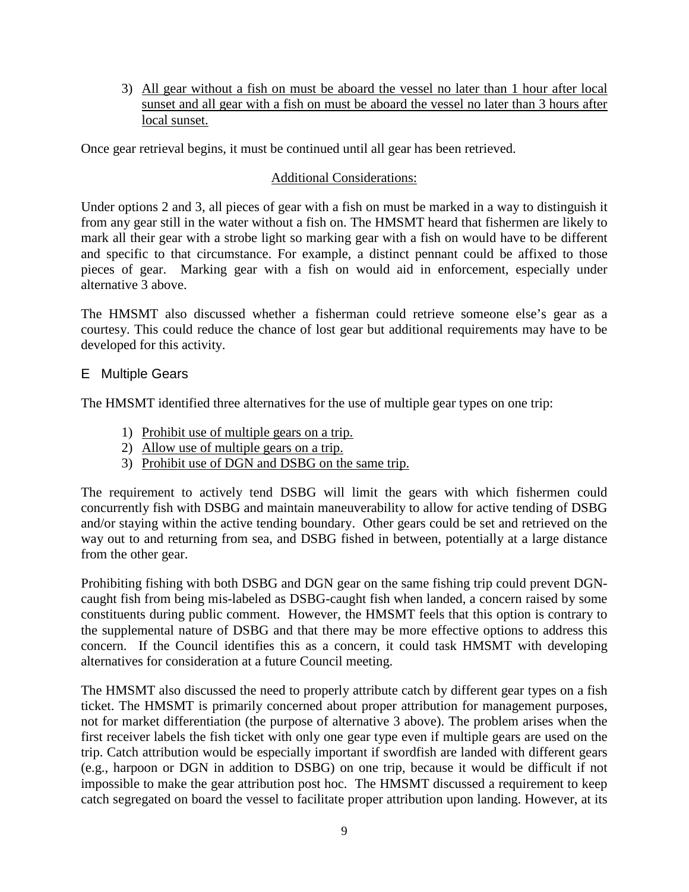3) <u>All gear without a fish on must be aboard the vessel no later than 1 hour after local sunset and all gear with a fish on must be aboard the vessel no later than 3 hours after local sunset.</u>

Once gear retrieval begins, it must be continued until all gear has been retrieved.

<u>Additional Considerations:</u>

Under options 2 and 3, all pieces of gear with a fish on must be marked in a way to distinguish it from any gear still in the water without a fish on. The HMSMT heard that fishermen are likely to mark all their gear with a strobe light so marking gear with a fish on would have to be different and specific to that circumstance. For example, a distinct pennant could be affixed to those pieces of gear. Marking gear with a fish on would aid in enforcement, especially under alternative 3 above.

The HMSMT also discussed whether a fisherman could retrieve someone else's gear as a courtesy. This could reduce the chance of lost gear but additional requirements may have to be developed for this activity.

## E Multiple Gears

The HMSMT identified three alternatives for the use of multiple gear types on one trip:

1) <u>Prohibit use of multiple gears on a trip.</u>
2) <u>Allow use of multiple gears on a trip.</u>
3) <u>Prohibit use of DGN and DSBG on the same trip.</u>

The requirement to actively tend DSBG will limit the gears with which fishermen could concurrently fish with DSBG and maintain maneuverability to allow for active tending of DSBG and/or staying within the active tending boundary. Other gears could be set and retrieved on the way out to and returning from sea, and DSBG fished in between, potentially at a large distance from the other gear.

Prohibiting fishing with both DSBG and DGN gear on the same fishing trip could prevent DGN-caught fish from being mis-labeled as DSBG-caught fish when landed, a concern raised by some constituents during public comment. However, the HMSMT feels that this option is contrary to the supplemental nature of DSBG and that there may be more effective options to address this concern. If the Council identifies this as a concern, it could task HMSMT with developing alternatives for consideration at a future Council meeting.

The HMSMT also discussed the need to properly attribute catch by different gear types on a fish ticket. The HMSMT is primarily concerned about proper attribution for management purposes, not for market differentiation (the purpose of alternative 3 above). The problem arises when the first receiver labels the fish ticket with only one gear type even if multiple gears are used on the trip. Catch attribution would be especially important if swordfish are landed with different gears (e.g., harpoon or DGN in addition to DSBG) on one trip, because it would be difficult if not impossible to make the gear attribution post hoc. The HMSMT discussed a requirement to keep catch segregated on board the vessel to facilitate proper attribution upon landing. However, at its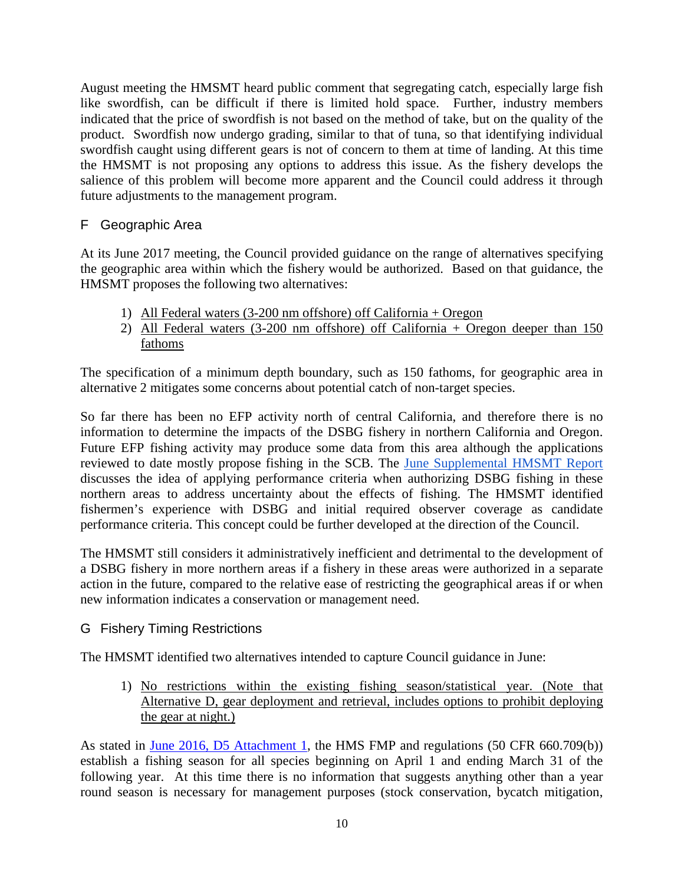August meeting the HMSMT heard public comment that segregating catch, especially large fish like swordfish, can be difficult if there is limited hold space. Further, industry members indicated that the price of swordfish is not based on the method of take, but on the quality of the product. Swordfish now undergo grading, similar to that of tuna, so that identifying individual swordfish caught using different gears is not of concern to them at time of landing. At this time the HMSMT is not proposing any options to address this issue. As the fishery develops the salience of this problem will become more apparent and the Council could address it through future adjustments to the management program.

## F Geographic Area

At its June 2017 meeting, the Council provided guidance on the range of alternatives specifying the geographic area within which the fishery would be authorized. Based on that guidance, the HMSMT proposes the following two alternatives:

1) <u>All Federal waters (3-200 nm offshore) off California + Oregon</u>
2) <u>All Federal waters (3-200 nm offshore) off California + Oregon deeper than 150 fathoms</u>

The specification of a minimum depth boundary, such as 150 fathoms, for geographic area in alternative 2 mitigates some concerns about potential catch of non-target species.

So far there has been no EFP activity north of central California, and therefore there is no information to determine the impacts of the DSBG fishery in northern California and Oregon. Future EFP fishing activity may produce some data from this area although the applications reviewed to date mostly propose fishing in the SCB. The June Supplemental HMSMT Report discusses the idea of applying performance criteria when authorizing DSBG fishing in these northern areas to address uncertainty about the effects of fishing. The HMSMT identified fishermen's experience with DSBG and initial required observer coverage as candidate performance criteria. This concept could be further developed at the direction of the Council.

The HMSMT still considers it administratively inefficient and detrimental to the development of a DSBG fishery in more northern areas if a fishery in these areas were authorized in a separate action in the future, compared to the relative ease of restricting the geographical areas if or when new information indicates a conservation or management need.

## G Fishery Timing Restrictions

The HMSMT identified two alternatives intended to capture Council guidance in June:

1) <u>No restrictions within the existing fishing season/statistical year. (Note that Alternative D, gear deployment and retrieval, includes options to prohibit deploying the gear at night.)</u>

As stated in June 2016, D5 Attachment 1, the HMS FMP and regulations (50 CFR 660.709(b)) establish a fishing season for all species beginning on April 1 and ending March 31 of the following year. At this time there is no information that suggests anything other than a year round season is necessary for management purposes (stock conservation, bycatch mitigation,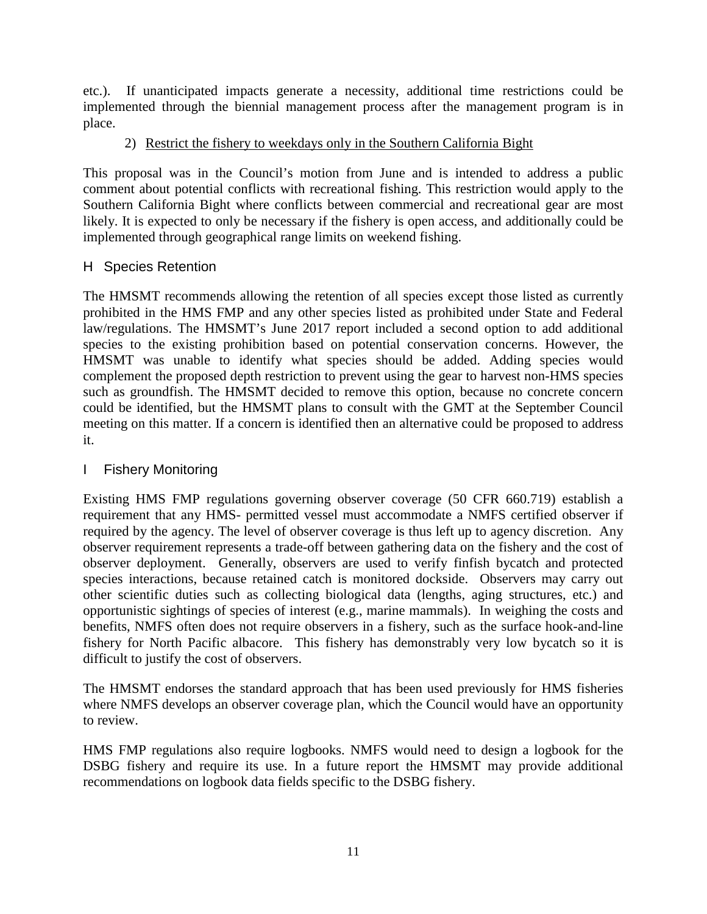etc.). If unanticipated impacts generate a necessity, additional time restrictions could be implemented through the biennial management process after the management program is in place.

2) <u>Restrict the fishery to weekdays only in the Southern California Bight</u>

This proposal was in the Council's motion from June and is intended to address a public comment about potential conflicts with recreational fishing. This restriction would apply to the Southern California Bight where conflicts between commercial and recreational gear are most likely. It is expected to only be necessary if the fishery is open access, and additionally could be implemented through geographical range limits on weekend fishing.

## H Species Retention

The HMSMT recommends allowing the retention of all species except those listed as currently prohibited in the HMS FMP and any other species listed as prohibited under State and Federal law/regulations. The HMSMT's June 2017 report included a second option to add additional species to the existing prohibition based on potential conservation concerns. However, the HMSMT was unable to identify what species should be added. Adding species would complement the proposed depth restriction to prevent using the gear to harvest non-HMS species such as groundfish. The HMSMT decided to remove this option, because no concrete concern could be identified, but the HMSMT plans to consult with the GMT at the September Council meeting on this matter. If a concern is identified then an alternative could be proposed to address it.

## I Fishery Monitoring

Existing HMS FMP regulations governing observer coverage (50 CFR 660.719) establish a requirement that any HMS- permitted vessel must accommodate a NMFS certified observer if required by the agency. The level of observer coverage is thus left up to agency discretion. Any observer requirement represents a trade-off between gathering data on the fishery and the cost of observer deployment. Generally, observers are used to verify finfish bycatch and protected species interactions, because retained catch is monitored dockside. Observers may carry out other scientific duties such as collecting biological data (lengths, aging structures, etc.) and opportunistic sightings of species of interest (e.g., marine mammals). In weighing the costs and benefits, NMFS often does not require observers in a fishery, such as the surface hook-and-line fishery for North Pacific albacore. This fishery has demonstrably very low bycatch so it is difficult to justify the cost of observers.

The HMSMT endorses the standard approach that has been used previously for HMS fisheries where NMFS develops an observer coverage plan, which the Council would have an opportunity to review.

HMS FMP regulations also require logbooks. NMFS would need to design a logbook for the DSBG fishery and require its use. In a future report the HMSMT may provide additional recommendations on logbook data fields specific to the DSBG fishery.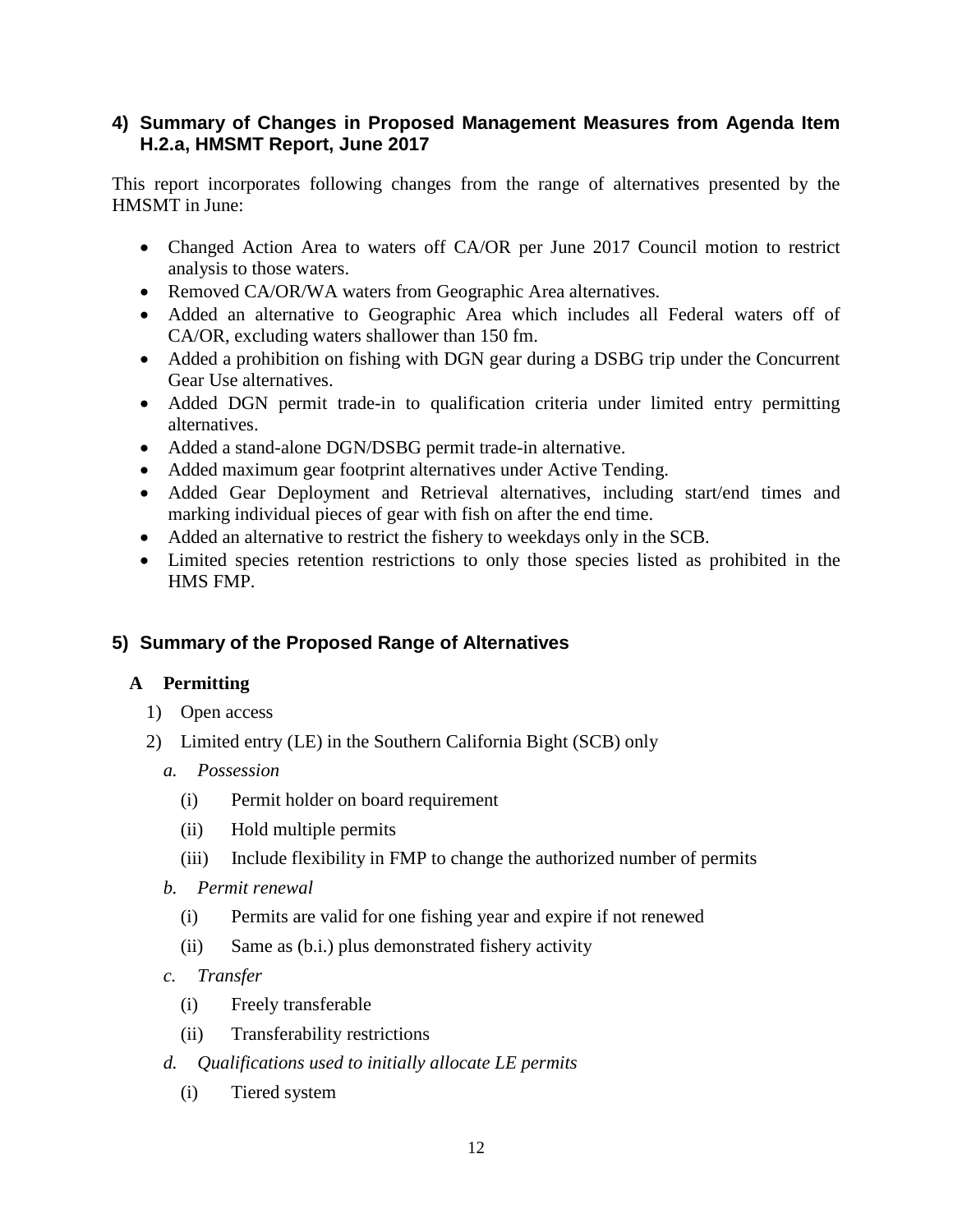## 4) Summary of Changes in Proposed Management Measures from Agenda Item H.2.a, HMSMT Report, June 2017

This report incorporates following changes from the range of alternatives presented by the HMSMT in June:

- Changed Action Area to waters off CA/OR per June 2017 Council motion to restrict analysis to those waters.
- Removed CA/OR/WA waters from Geographic Area alternatives.
- Added an alternative to Geographic Area which includes all Federal waters off of CA/OR, excluding waters shallower than 150 fm.
- Added a prohibition on fishing with DGN gear during a DSBG trip under the Concurrent Gear Use alternatives.
- Added DGN permit trade-in to qualification criteria under limited entry permitting alternatives.
- Added a stand-alone DGN/DSBG permit trade-in alternative.
- Added maximum gear footprint alternatives under Active Tending.
- Added Gear Deployment and Retrieval alternatives, including start/end times and marking individual pieces of gear with fish on after the end time.
- Added an alternative to restrict the fishery to weekdays only in the SCB.
- Limited species retention restrictions to only those species listed as prohibited in the HMS FMP.

## 5) Summary of the Proposed Range of Alternatives

### A Permitting

1) Open access
2) Limited entry (LE) in the Southern California Bight (SCB) only
   - *a. Possession*
     - (i) Permit holder on board requirement
     - (ii) Hold multiple permits
     - (iii) Include flexibility in FMP to change the authorized number of permits
   - *b. Permit renewal*
     - (i) Permits are valid for one fishing year and expire if not renewed
     - (ii) Same as (b.i.) plus demonstrated fishery activity
   - *c. Transfer*
     - (i) Freely transferable
     - (ii) Transferability restrictions
   - *d. Qualifications used to initially allocate LE permits*
     - (i) Tiered system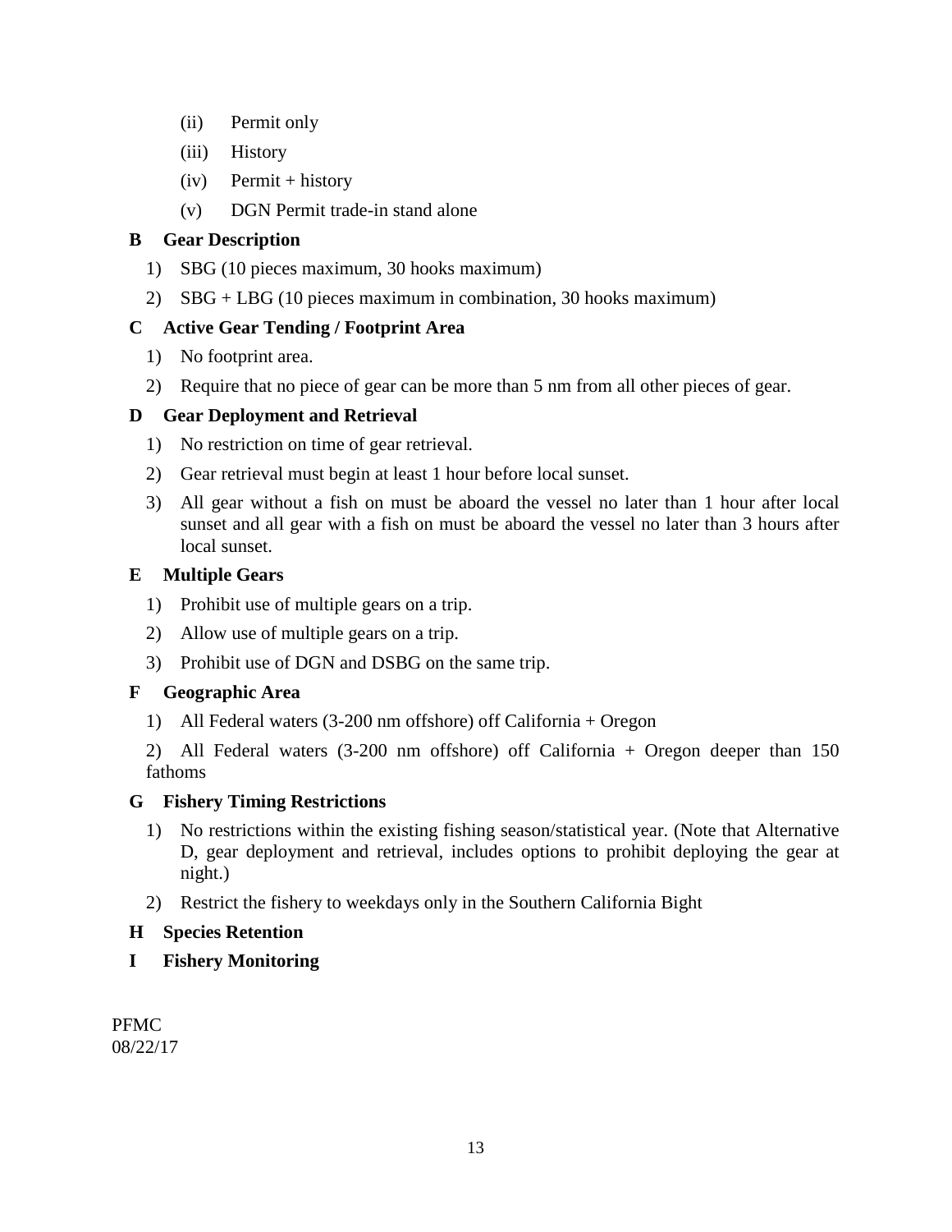(ii) Permit only

(iii) History

(iv) Permit + history

(v) DGN Permit trade-in stand alone

**B Gear Description**

1) SBG (10 pieces maximum, 30 hooks maximum)
2) SBG + LBG (10 pieces maximum in combination, 30 hooks maximum)

**C Active Gear Tending / Footprint Area**

1) No footprint area.
2) Require that no piece of gear can be more than 5 nm from all other pieces of gear.

**D Gear Deployment and Retrieval**

1) No restriction on time of gear retrieval.
2) Gear retrieval must begin at least 1 hour before local sunset.
3) All gear without a fish on must be aboard the vessel no later than 1 hour after local sunset and all gear with a fish on must be aboard the vessel no later than 3 hours after local sunset.

**E Multiple Gears**

1) Prohibit use of multiple gears on a trip.
2) Allow use of multiple gears on a trip.
3) Prohibit use of DGN and DSBG on the same trip.

**F Geographic Area**

1) All Federal waters (3-200 nm offshore) off California + Oregon
2) All Federal waters (3-200 nm offshore) off California + Oregon deeper than 150 fathoms

**G Fishery Timing Restrictions**

1) No restrictions within the existing fishing season/statistical year. (Note that Alternative D, gear deployment and retrieval, includes options to prohibit deploying the gear at night.)
2) Restrict the fishery to weekdays only in the Southern California Bight

**H Species Retention**

**I Fishery Monitoring**

PFMC
08/22/17